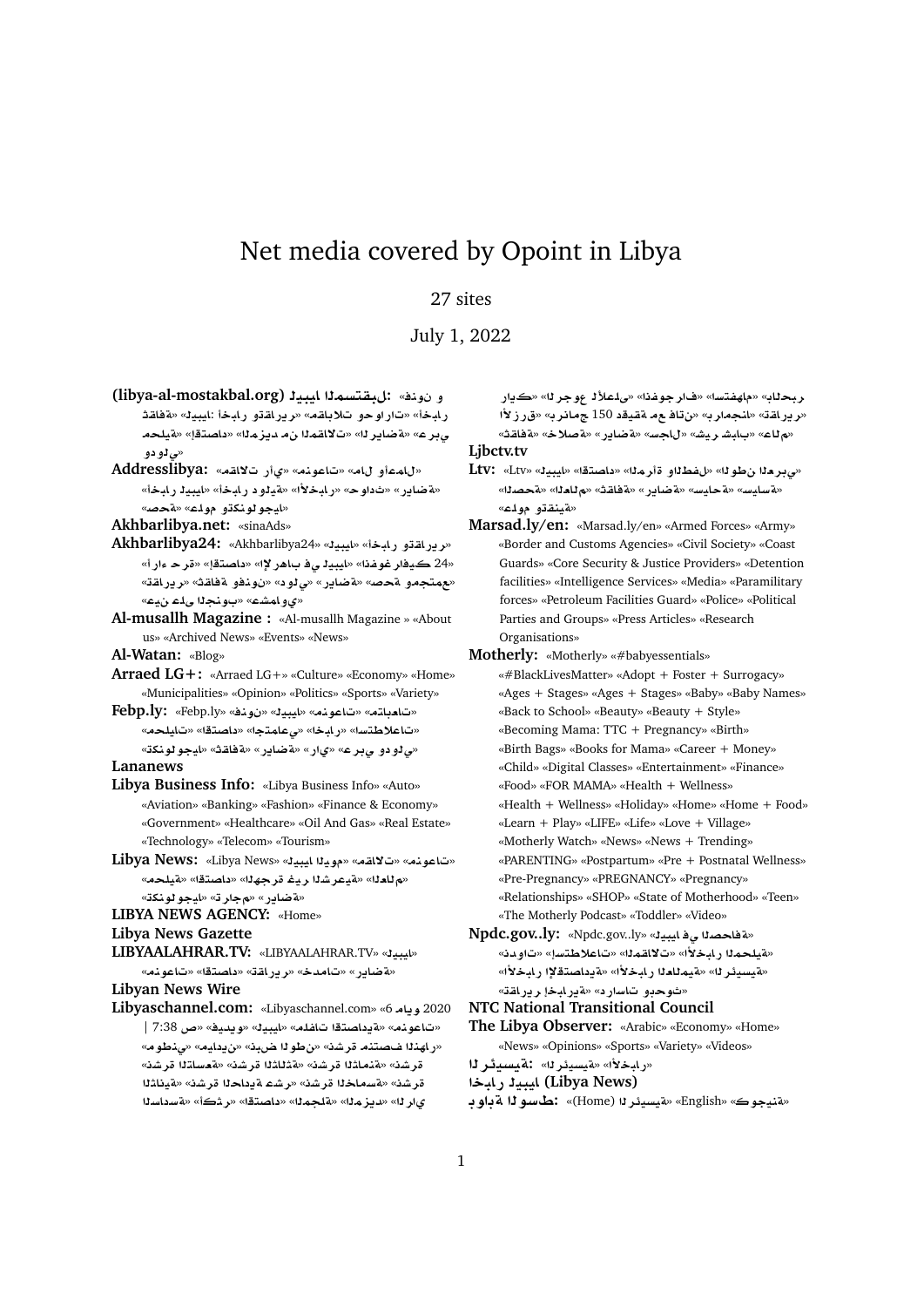# Net media covered by Opoint in Libya

27 sites

July 1, 2022

**(libya-al-mostakbal.org) ليبيا المستقبل:** «فنون و ثقافة» «ليبيا: أخبار وتقارير» «مقابلات وحوارات» «أخبار محلية» «اقتصاد» «المزيد من المقالات» «الرياضة» «عربي ودولي»

**Addresslibya:** «منوعات» «مقالات رأي» «مال وأعمال» «أخبار ليبيا» «أخبار دولية» «الأخبار» «حوادث» «رياضة» «صحة» «علوم وتكنولوجيا»

**Akhbarlibya.net:** «sinaAds»

**Akhbarlibya24:** «Akhbarlibya24» «ليبيا» «أخبار وتقارير» «آراء حرة» «اقتصاد» «الإرهاب في ليبيا» «انفوغرافيك 24» «تقارير» «ثقافة وفنون» «دولي» «رياضة» «صحة ومجتمع» «عين على الجنوب» «هسماوي»

**Al-musallh Magazine :** «Al-musallh Magazine » «About us» «Archived News» «Events» «News»

**Al-Watan:** «Blog»

**Arraed LG+:** «Arraed LG+» «Culture» «Economy» «Home» «Municipalities» «Opinion» «Politics» «Sports» «Variety»

**Febp.ly:** «Febp.ly» «فنون» «ليبيا» «منوعات» «متابعات» «محليات» «اقتصاد» «اجتماعي» «أخبار» «استطلاعات» «تكنولوجيا» «ثقافة» «رياضة» «راي» «عربي ودولي»

**Lananews**

**Libya Business Info:** «Libya Business Info» «Auto» «Aviation» «Banking» «Fashion» «Finance & Economy» «Government» «Healthcare» «Oil And Gas» «Real Estate» «Technology» «Telecom» «Tourism»

**Libya News:** «Libya News» «ليبيا اليوم» «مقالات» «منوعات» «محلية» «اقتصاد» «الهجرة الغير الشرعية» «العالم» «تكنولوجيا» «تراجم» «رياضة»

**LIBYA NEWS AGENCY:** «Home»

**Libya News Gazette**

**LIBYAALAHRAR.TV:** «LIBYAALAHRAR.TV» «ليبيا» «منوعات» «اقتصاد» «تقارير» «خدمات» «رياضة»

**Libyan News Wire**

**Libyaschannel.com:** «Libyaschannel.com» «6 مايو 2020 | 7:38 ص» «فيديو» «ليبيا» «ملفات اقتصادية» «منوعات» «موطني» «ميادين» «نبض الوطن» «نشرة منتصف النهار» «نشرة التاسعة» «نشرة الثالثة» «نشرة الثامنة» «نشرة الثانية» «نشرة الحادية عشر» «نشرة الخامسة» «نشرة السادسة» «أكثر» «اقتصاد» «المجلة» «المزيد» «الراي رايك» «الرجوع للأعلى» «انفوجراف» «استفتاء» «بالحبر الأزرق» «برنامج 150 دقيقة مع فتان» «برامجنا» «تقارير» «ثقافة» «خلاصة» «رياضة» «سجال» «شير شباب» «عالم»

**Ljbctv.tv**

**Ltv:** «Ltv» «ليبيا» «اقتصاد» «المرأة والطفل» «الوطن العربي» «الصحة» «العالم» «ثقافة» «رياضة» «سياحة» «سياسة» «علوم وتقنية»

**Marsad.ly/en:** «Marsad.ly/en» «Armed Forces» «Army» «Border and Customs Agencies» «Civil Society» «Coast Guards» «Core Security & Justice Providers» «Detention facilities» «Intelligence Services» «Media» «Paramilitary forces» «Petroleum Facilities Guard» «Police» «Political Parties and Groups» «Press Articles» «Research Organisations»

**Motherly:** «Motherly» «#babyessentials» «#BlackLivesMatter» «Adopt + Foster + Surrogacy» «Ages + Stages» «Ages + Stages» «Baby» «Baby Names» «Back to School» «Beauty» «Beauty + Style» «Becoming Mama: TTC + Pregnancy» «Birth» «Birth Bags» «Books for Mama» «Career + Money» «Child» «Digital Classes» «Entertainment» «Finance» «Food» «FOR MAMA» «Health + Wellness» «Health + Wellness» «Holiday» «Home» «Home + Food» «Learn + Play» «LIFE» «Life» «Love + Village» «Motherly Watch» «News» «News + Trending» «PARENTING» «Postpartum» «Pre + Postnatal Wellness» «Pre-Pregnancy» «PREGNANCY» «Pregnancy» «Relationships» «SHOP» «State of Motherhood» «Teen» «The Motherly Podcast» «Toddler» «Video»

**Npdc.gov..ly:** «Npdc.gov..ly» «ليبيا في الصحافة» «ندوات» «استطلاعات» «المقالات» «الأخبار المحلية» «الأخبار» «الأخبار الإقتصادية» «الأخبار العالمية» «الرئيسية» «تقارير إخبارية» «دراسات وبحوث»

**NTC National Transitional Council**

**The Libya Observer:** «Arabic» «Economy» «Home» «News» «Opinions» «Sports» «Variety» «Videos»

**الرئيسية:** «الرئيسية» «الأخبار»

**ليبيا أخبار (Libya News)**

**بوابة الوسط:** «الرئيسية (Home)» «English» «كوجينية»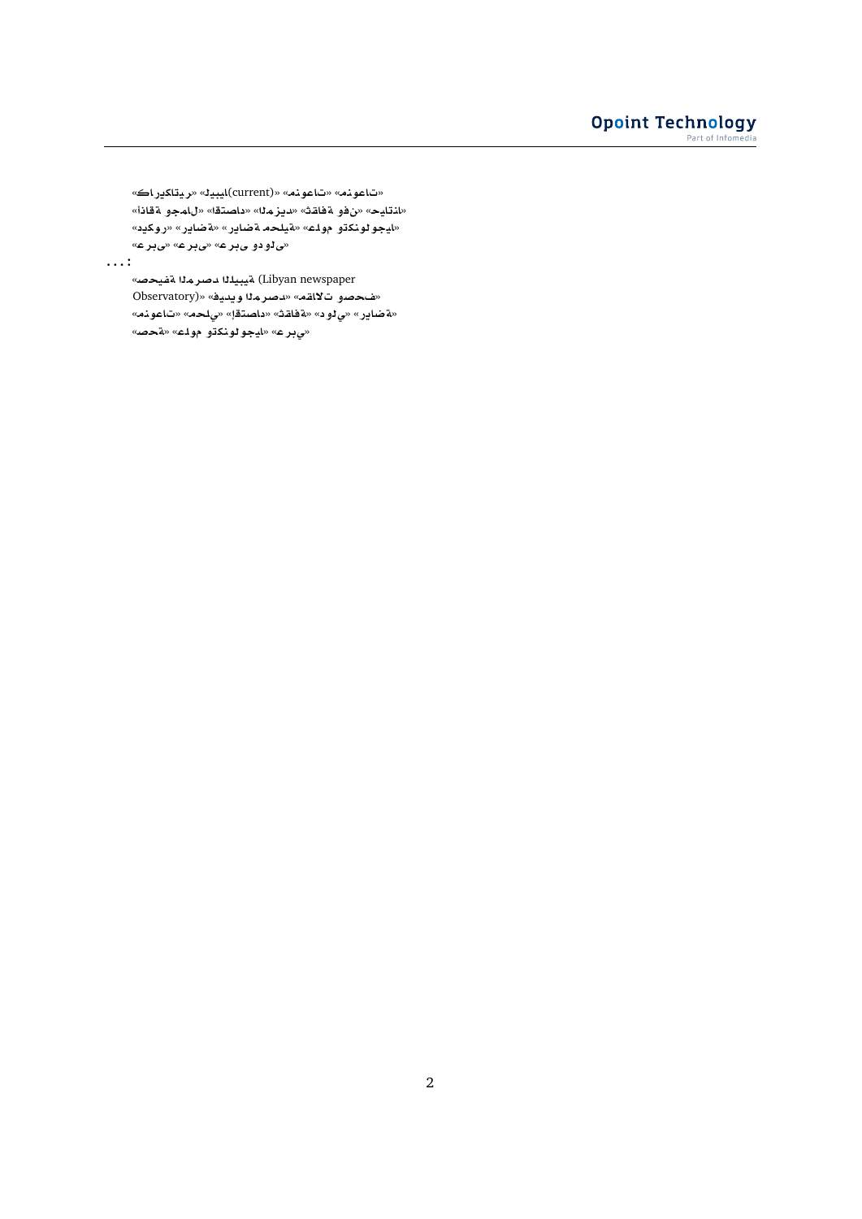«تاعونم» «تاعونم» «(current)ايبيل» «ريتاكيراك»
«انتايح» «نفو ةفاقث» «ديزملا» «داصتقا» «لامجو ةقانأ»
«ايجولونكتو مولع» «ةيلحم ةضاير» «ةضاير» «روكيد»
«ىلودو ىبرع» «ىبرع» «ىبرع»

...:

(Libyan newspaper ةيبيللا دصرملا ةفيحص»
«فحصو تلااقم» «دصرملا ويديف» «(Observatory
«ةضاير» «يلود» «ةفاقث» «داصتقإ» «يلحم» «تاعونم»
«يبرع» «ايجولونكتو مولع» «ةحص»